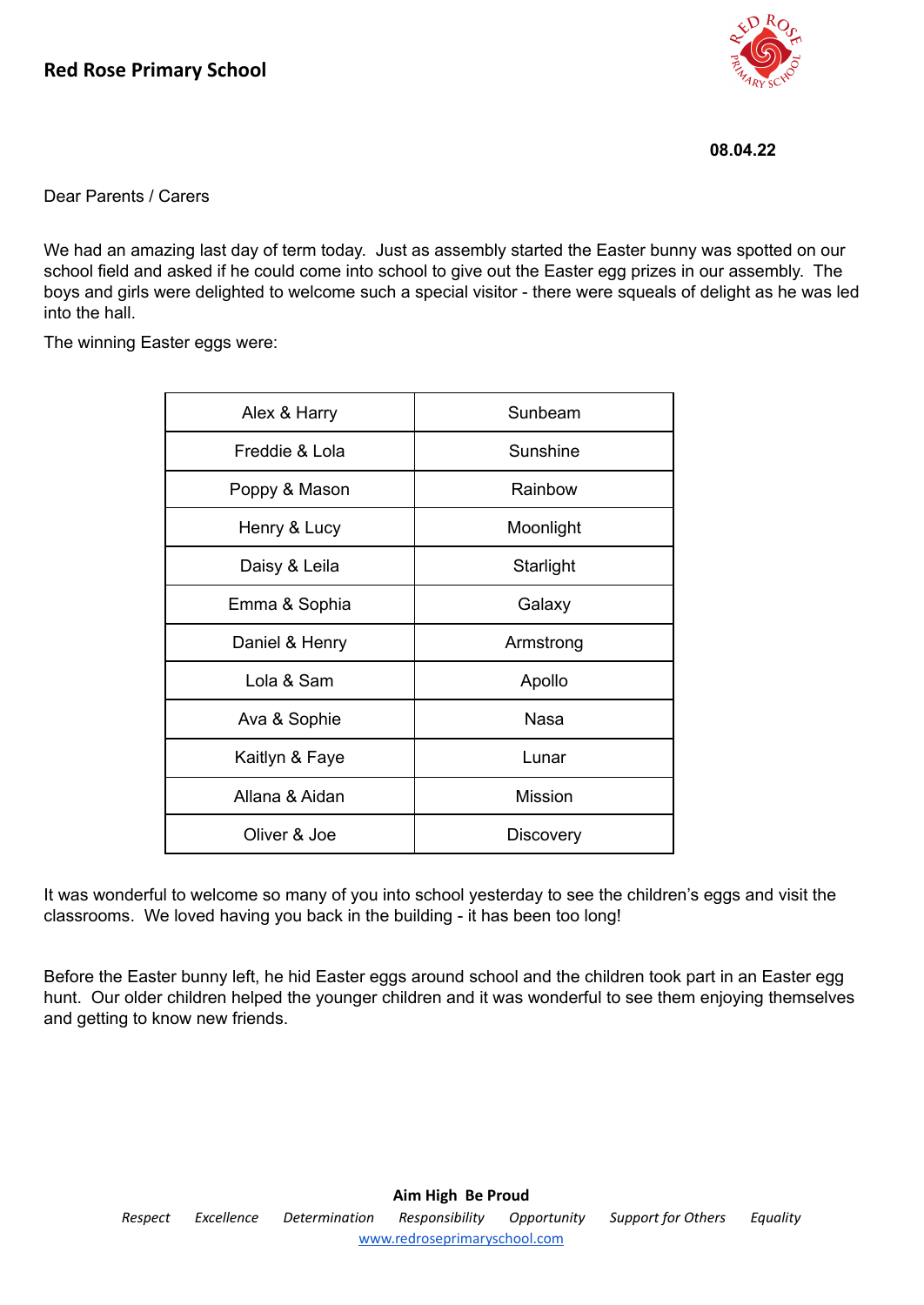## Red Rose Primary School

**08.04.22**

Dear Parents / Carers

We had an amazing last day of term today. Just as assembly started the Easter bunny was spotted on our school field and asked if he could come into school to give out the Easter egg prizes in our assembly. The boys and girls were delighted to welcome such a special visitor - there were squeals of delight as he was led into the hall.

The winning Easter eggs were:

| | |
|---|---|
| Alex & Harry | Sunbeam |
| Freddie & Lola | Sunshine |
| Poppy & Mason | Rainbow |
| Henry & Lucy | Moonlight |
| Daisy & Leila | Starlight |
| Emma & Sophia | Galaxy |
| Daniel & Henry | Armstrong |
| Lola & Sam | Apollo |
| Ava & Sophie | Nasa |
| Kaitlyn & Faye | Lunar |
| Allana & Aidan | Mission |
| Oliver & Joe | Discovery |

It was wonderful to welcome so many of you into school yesterday to see the children's eggs and visit the classrooms. We loved having you back in the building - it has been too long!

Before the Easter bunny left, he hid Easter eggs around school and the children took part in an Easter egg hunt. Our older children helped the younger children and it was wonderful to see them enjoying themselves and getting to know new friends.

**Aim High Be Proud**

*Respect Excellence Determination Responsibility Opportunity Support for Others Equality*

www.redroseprimaryschool.com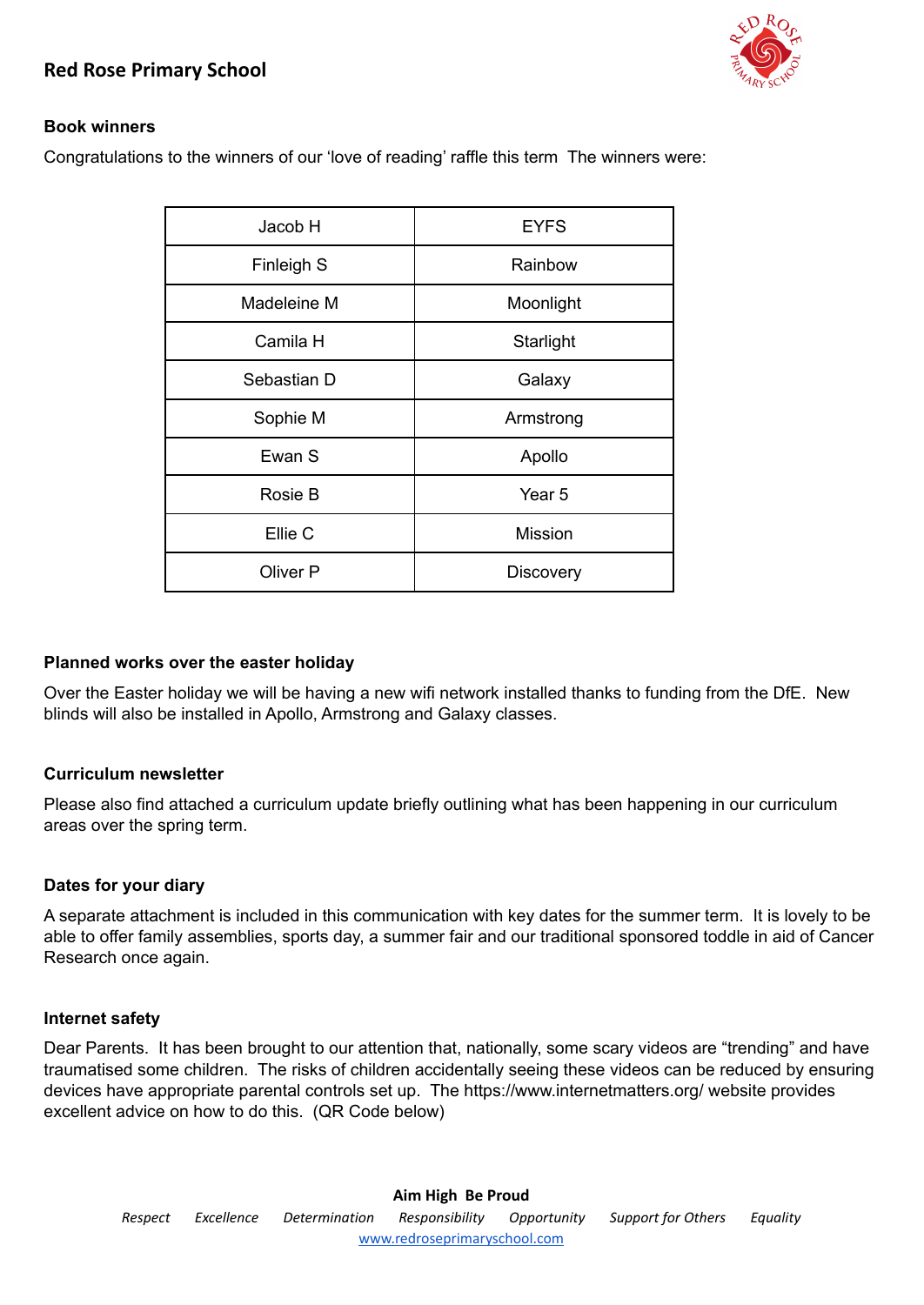## Book winners

Congratulations to the winners of our 'love of reading' raffle this term  The winners were:

| | |
|---|---|
| Jacob H | EYFS |
| Finleigh S | Rainbow |
| Madeleine M | Moonlight |
| Camila H | Starlight |
| Sebastian D | Galaxy |
| Sophie M | Armstrong |
| Ewan S | Apollo |
| Rosie B | Year 5 |
| Ellie C | Mission |
| Oliver P | Discovery |

## Planned works over the easter holiday

Over the Easter holiday we will be having a new wifi network installed thanks to funding from the DfE.  New blinds will also be installed in Apollo, Armstrong and Galaxy classes.

## Curriculum newsletter

Please also find attached a curriculum update briefly outlining what has been happening in our curriculum areas over the spring term.

## Dates for your diary

A separate attachment is included in this communication with key dates for the summer term.  It is lovely to be able to offer family assemblies, sports day, a summer fair and our traditional sponsored toddle in aid of Cancer Research once again.

## Internet safety

Dear Parents.  It has been brought to our attention that, nationally, some scary videos are "trending" and have traumatised some children.  The risks of children accidentally seeing these videos can be reduced by ensuring devices have appropriate parental controls set up.  The https://www.internetmatters.org/ website provides excellent advice on how to do this.  (QR Code below)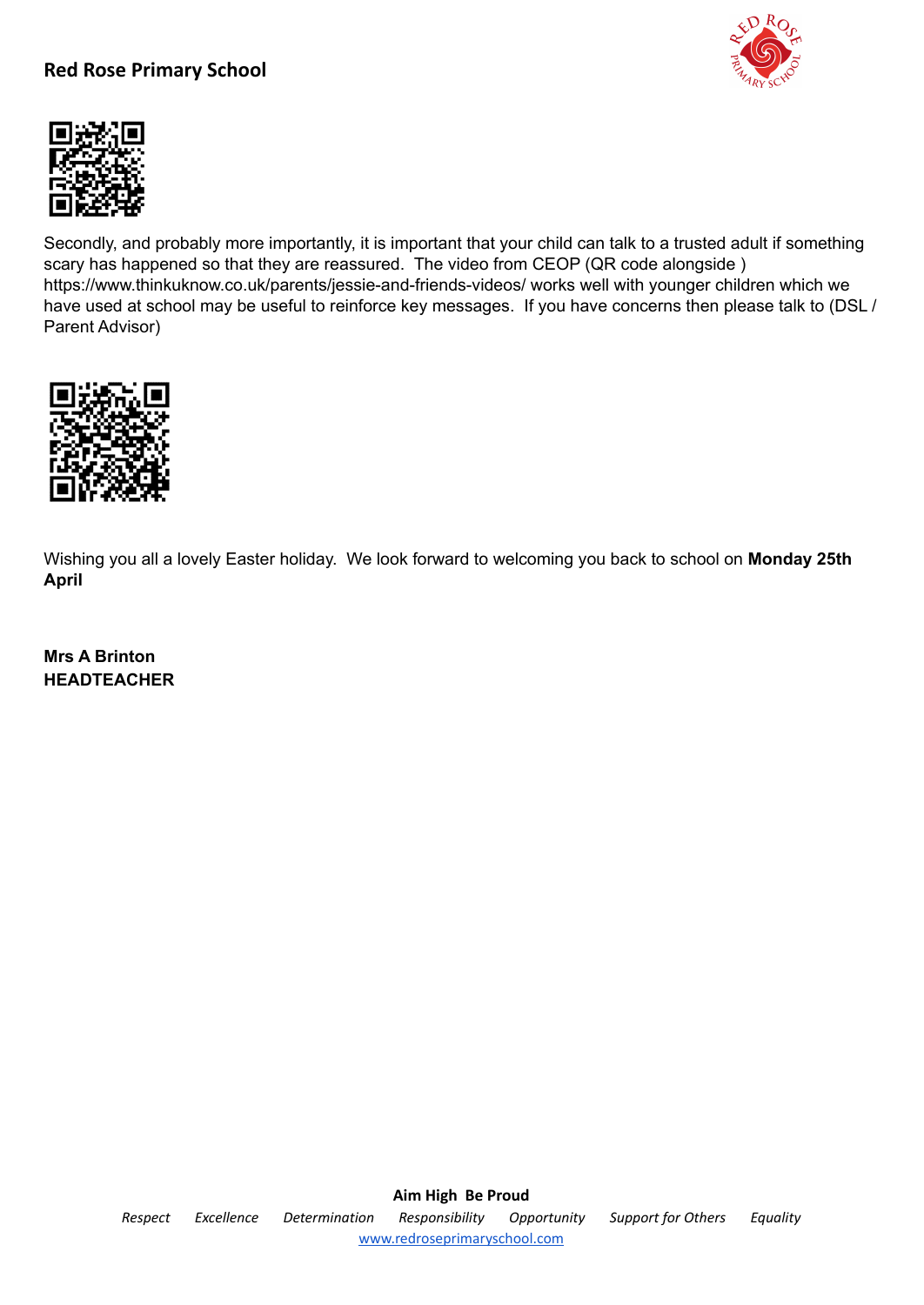Secondly, and probably more importantly, it is important that your child can talk to a trusted adult if something scary has happened so that they are reassured. The video from CEOP (QR code alongside ) https://www.thinkuknow.co.uk/parents/jessie-and-friends-videos/ works well with younger children which we have used at school may be useful to reinforce key messages. If you have concerns then please talk to (DSL / Parent Advisor)

Wishing you all a lovely Easter holiday. We look forward to welcoming you back to school on **Monday 25th April**

**Mrs A Brinton**
**HEADTEACHER**

**Aim High Be Proud**

*Respect Excellence Determination Responsibility Opportunity Support for Others Equality*

www.redroseprimaryschool.com